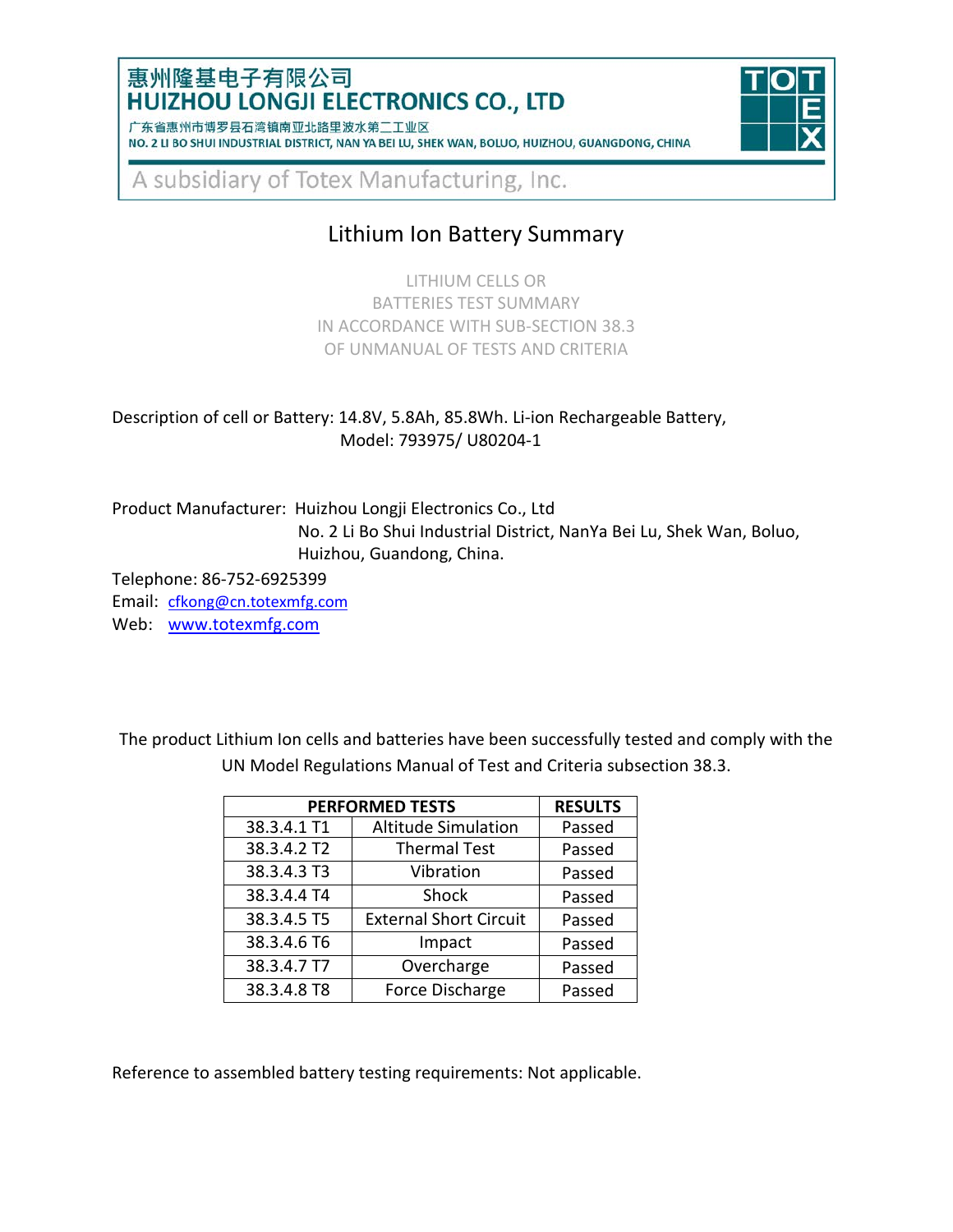# 惠州隆基电子有限公司
# HUIZHOU LONGJI ELECTRONICS CO., LTD

广东省惠州市博罗县石湾镇南亚北路里波水第二工业区

NO. 2 LI BO SHUI INDUSTRIAL DISTRICT, NAN YA BEI LU, SHEK WAN, BOLUO, HUIZHOU, GUANGDONG, CHINA

TOTEX

A subsidiary of Totex Manufacturing, Inc.

## Lithium Ion Battery Summary

LITHIUM CELLS OR
BATTERIES TEST SUMMARY
IN ACCORDANCE WITH SUB-SECTION 38.3
OF UNMANUAL OF TESTS AND CRITERIA

Description of cell or Battery: 14.8V, 5.8Ah, 85.8Wh. Li-ion Rechargeable Battery,
Model: 793975/ U80204-1

Product Manufacturer: Huizhou Longji Electronics Co., Ltd
No. 2 Li Bo Shui Industrial District, NanYa Bei Lu, Shek Wan, Boluo, Huizhou, Guandong, China.

Telephone: 86-752-6925399
Email: cfkong@cn.totexmfg.com
Web: www.totexmfg.com

The product Lithium Ion cells and batteries have been successfully tested and comply with the UN Model Regulations Manual of Test and Criteria subsection 38.3.

| PERFORMED TESTS | | RESULTS |
|---|---|---|
| 38.3.4.1 T1 | Altitude Simulation | Passed |
| 38.3.4.2 T2 | Thermal Test | Passed |
| 38.3.4.3 T3 | Vibration | Passed |
| 38.3.4.4 T4 | Shock | Passed |
| 38.3.4.5 T5 | External Short Circuit | Passed |
| 38.3.4.6 T6 | Impact | Passed |
| 38.3.4.7 T7 | Overcharge | Passed |
| 38.3.4.8 T8 | Force Discharge | Passed |

Reference to assembled battery testing requirements: Not applicable.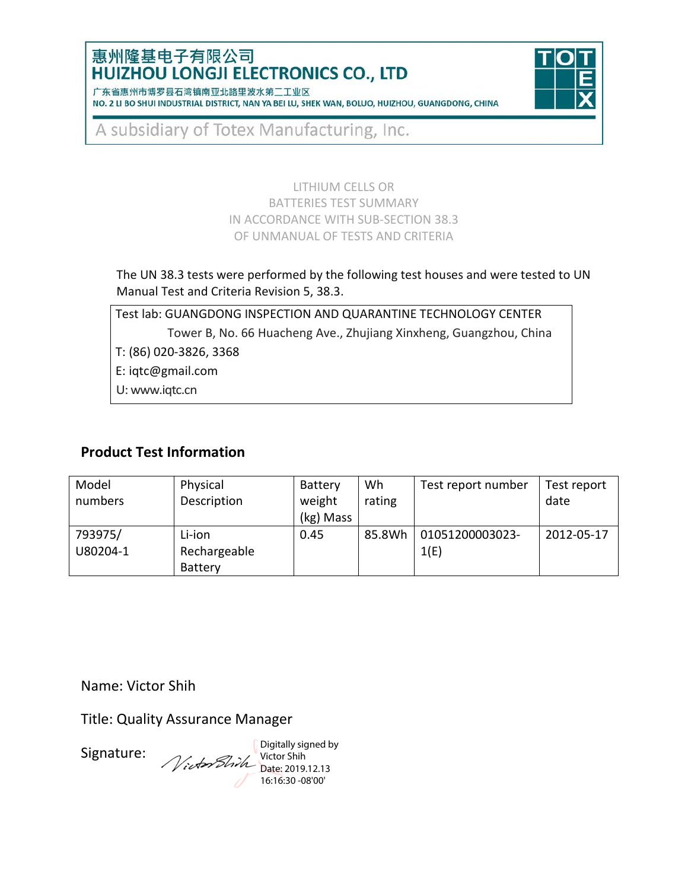惠州隆基电子有限公司
**HUIZHOU LONGJI ELECTRONICS CO., LTD**
广东省惠州市博罗县石湾镇南亚北路里波水第二工业区
NO. 2 LI BO SHUI INDUSTRIAL DISTRICT, NAN YA BEI LU, SHEK WAN, BOLUO, HUIZHOU, GUANGDONG, CHINA

A subsidiary of Totex Manufacturing, Inc.

LITHIUM CELLS OR
BATTERIES TEST SUMMARY
IN ACCORDANCE WITH SUB-SECTION 38.3
OF UNMANUAL OF TESTS AND CRITERIA

The UN 38.3 tests were performed by the following test houses and were tested to UN Manual Test and Criteria Revision 5, 38.3.

Test lab: GUANGDONG INSPECTION AND QUARANTINE TECHNOLOGY CENTER
Tower B, No. 66 Huacheng Ave., Zhujiang Xinxheng, Guangzhou, China
T: (86) 020-3826, 3368
E: iqtc@gmail.com
U: www.iqtc.cn

## Product Test Information

| Model numbers | Physical Description | Battery weight (kg) Mass | Wh rating | Test report number | Test report date |
|---|---|---|---|---|---|
| 793975/ U80204-1 | Li-ion Rechargeable Battery | 0.45 | 85.8Wh | 01051200003023-1(E) | 2012-05-17 |

Name: Victor Shih

Title: Quality Assurance Manager

Signature: Victor Shih

Digitally signed by Victor Shih
Date: 2019.12.13 16:16:30 -08'00'